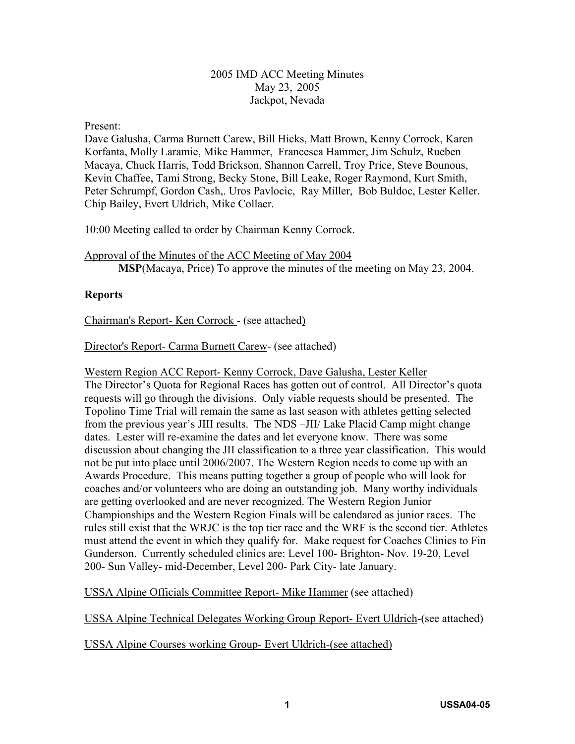2005 IMD ACC Meeting Minutes
May 23, 2005
Jackpot, Nevada

Present:
Dave Galusha, Carma Burnett Carew, Bill Hicks, Matt Brown, Kenny Corrock, Karen Korfanta, Molly Laramie, Mike Hammer, Francesca Hammer, Jim Schulz, Rueben Macaya, Chuck Harris, Todd Brickson, Shannon Carrell, Troy Price, Steve Bounous, Kevin Chaffee, Tami Strong, Becky Stone, Bill Leake, Roger Raymond, Kurt Smith, Peter Schrumpf, Gordon Cash,. Uros Pavlocic, Ray Miller, Bob Buldoc, Lester Keller. Chip Bailey, Evert Uldrich, Mike Collaer.

10:00 Meeting called to order by Chairman Kenny Corrock.

Approval of the Minutes of the ACC Meeting of May 2004

**MSP**(Macaya, Price) To approve the minutes of the meeting on May 23, 2004.

**Reports**

Chairman's Report- Ken Corrock - (see attached)

Director's Report- Carma Burnett Carew- (see attached)

Western Region ACC Report- Kenny Corrock, Dave Galusha, Lester Keller

The Director's Quota for Regional Races has gotten out of control. All Director's quota requests will go through the divisions. Only viable requests should be presented. The Topolino Time Trial will remain the same as last season with athletes getting selected from the previous year's JIII results. The NDS –JII/ Lake Placid Camp might change dates. Lester will re-examine the dates and let everyone know. There was some discussion about changing the JII classification to a three year classification. This would not be put into place until 2006/2007. The Western Region needs to come up with an Awards Procedure. This means putting together a group of people who will look for coaches and/or volunteers who are doing an outstanding job. Many worthy individuals are getting overlooked and are never recognized. The Western Region Junior Championships and the Western Region Finals will be calendared as junior races. The rules still exist that the WRJC is the top tier race and the WRF is the second tier. Athletes must attend the event in which they qualify for. Make request for Coaches Clinics to Fin Gunderson. Currently scheduled clinics are: Level 100- Brighton- Nov. 19-20, Level 200- Sun Valley- mid-December, Level 200- Park City- late January.

USSA Alpine Officials Committee Report- Mike Hammer (see attached)

USSA Alpine Technical Delegates Working Group Report- Evert Uldrich-(see attached)

USSA Alpine Courses working Group- Evert Uldrich-(see attached)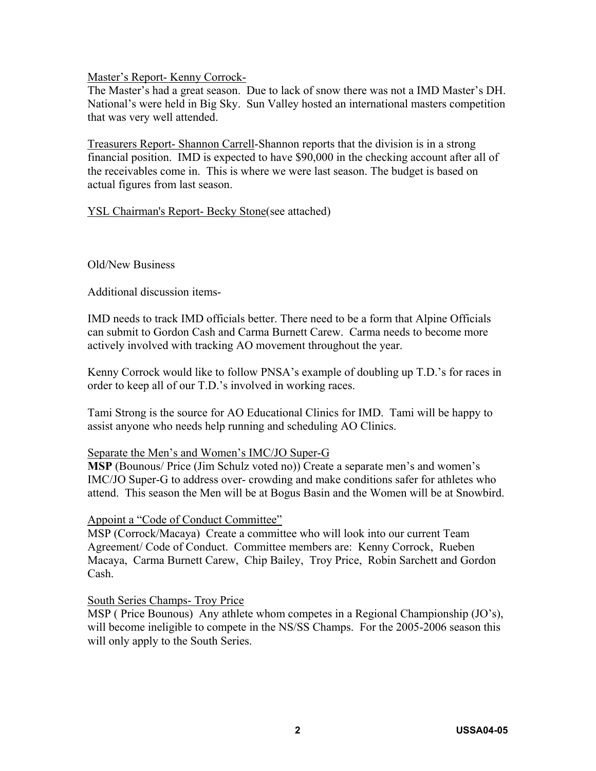Master's Report- Kenny Corrock-
The Master's had a great season. Due to lack of snow there was not a IMD Master's DH. National's were held in Big Sky. Sun Valley hosted an international masters competition that was very well attended.

Treasurers Report- Shannon Carrell-Shannon reports that the division is in a strong financial position. IMD is expected to have $90,000 in the checking account after all of the receivables come in. This is where we were last season. The budget is based on actual figures from last season.

YSL Chairman's Report- Becky Stone(see attached)

Old/New Business

Additional discussion items-

IMD needs to track IMD officials better. There need to be a form that Alpine Officials can submit to Gordon Cash and Carma Burnett Carew. Carma needs to become more actively involved with tracking AO movement throughout the year.

Kenny Corrock would like to follow PNSA's example of doubling up T.D.'s for races in order to keep all of our T.D.'s involved in working races.

Tami Strong is the source for AO Educational Clinics for IMD. Tami will be happy to assist anyone who needs help running and scheduling AO Clinics.

Separate the Men's and Women's IMC/JO Super-G
**MSP** (Bounous/ Price (Jim Schulz voted no)) Create a separate men's and women's IMC/JO Super-G to address over- crowding and make conditions safer for athletes who attend. This season the Men will be at Bogus Basin and the Women will be at Snowbird.

Appoint a "Code of Conduct Committee"
MSP (Corrock/Macaya) Create a committee who will look into our current Team Agreement/ Code of Conduct. Committee members are: Kenny Corrock, Rueben Macaya, Carma Burnett Carew, Chip Bailey, Troy Price, Robin Sarchett and Gordon Cash.

South Series Champs- Troy Price
MSP ( Price Bounous) Any athlete whom competes in a Regional Championship (JO's), will become ineligible to compete in the NS/SS Champs. For the 2005-2006 season this will only apply to the South Series.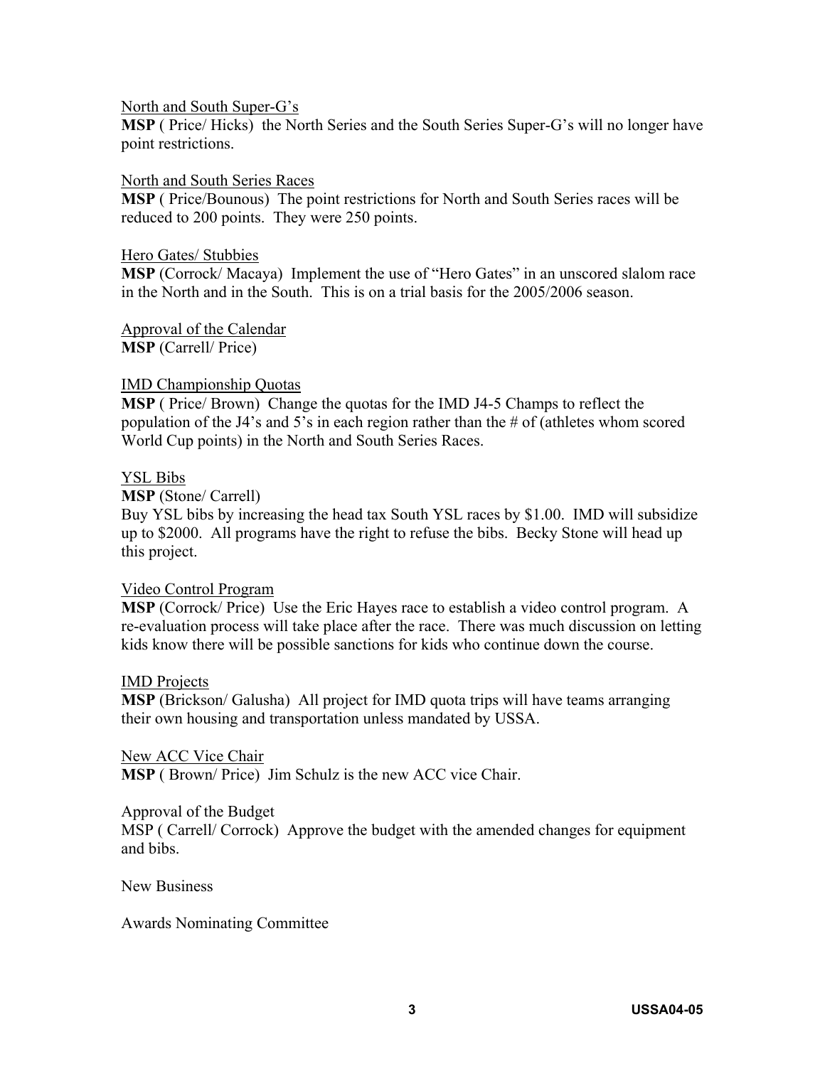<u>North and South Super-G's</u>

**MSP** ( Price/ Hicks) the North Series and the South Series Super-G's will no longer have point restrictions.

<u>North and South Series Races</u>

**MSP** ( Price/Bounous) The point restrictions for North and South Series races will be reduced to 200 points. They were 250 points.

<u>Hero Gates/ Stubbies</u>

**MSP** (Corrock/ Macaya) Implement the use of "Hero Gates" in an unscored slalom race in the North and in the South. This is on a trial basis for the 2005/2006 season.

<u>Approval of the Calendar</u>

**MSP** (Carrell/ Price)

<u>IMD Championship Quotas</u>

**MSP** ( Price/ Brown) Change the quotas for the IMD J4-5 Champs to reflect the population of the J4's and 5's in each region rather than the # of (athletes whom scored World Cup points) in the North and South Series Races.

<u>YSL Bibs</u>

**MSP** (Stone/ Carrell)

Buy YSL bibs by increasing the head tax South YSL races by $1.00. IMD will subsidize up to $2000. All programs have the right to refuse the bibs. Becky Stone will head up this project.

<u>Video Control Program</u>

**MSP** (Corrock/ Price) Use the Eric Hayes race to establish a video control program. A re-evaluation process will take place after the race. There was much discussion on letting kids know there will be possible sanctions for kids who continue down the course.

<u>IMD Projects</u>

**MSP** (Brickson/ Galusha) All project for IMD quota trips will have teams arranging their own housing and transportation unless mandated by USSA.

<u>New ACC Vice Chair</u>

**MSP** ( Brown/ Price) Jim Schulz is the new ACC vice Chair.

Approval of the Budget

MSP ( Carrell/ Corrock) Approve the budget with the amended changes for equipment and bibs.

New Business

Awards Nominating Committee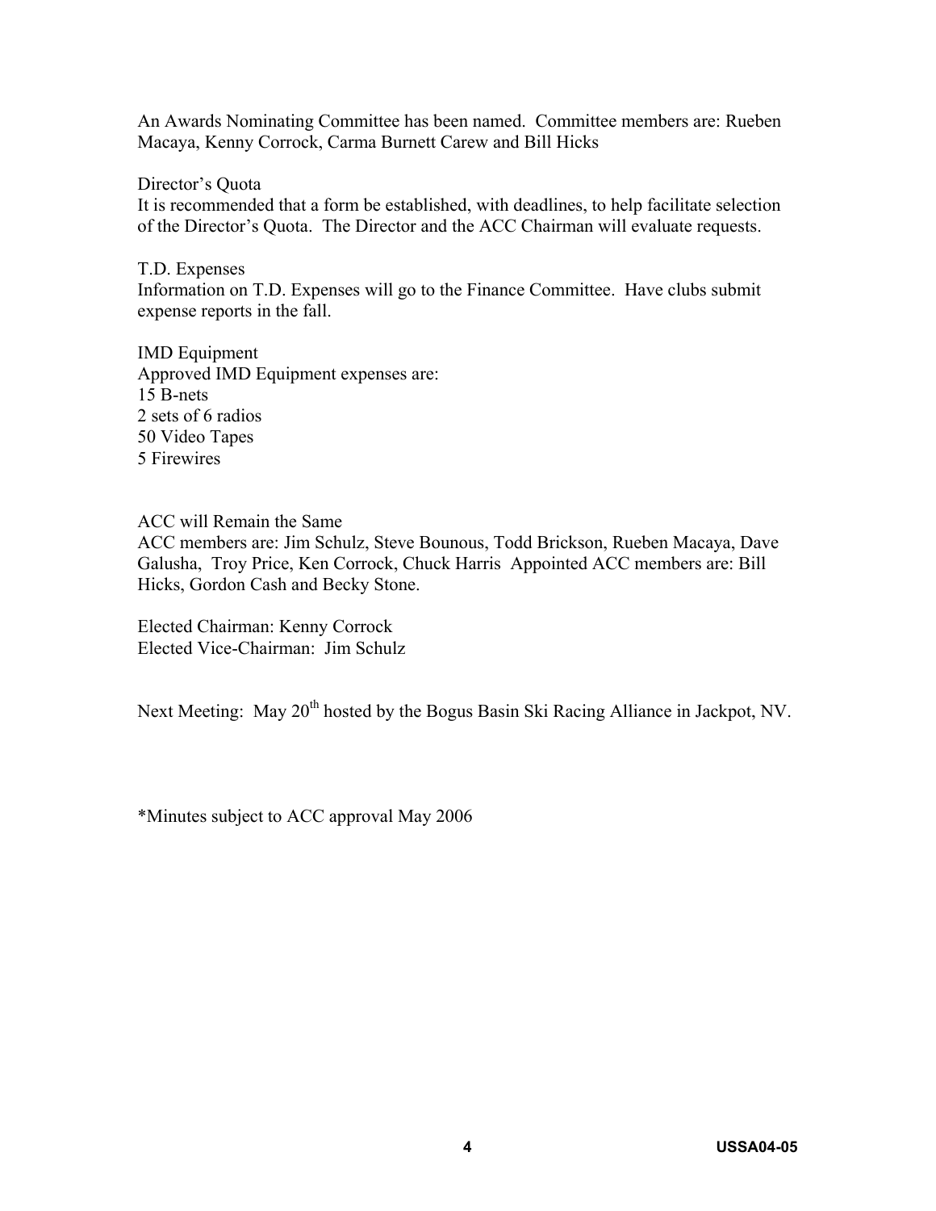An Awards Nominating Committee has been named. Committee members are: Rueben Macaya, Kenny Corrock, Carma Burnett Carew and Bill Hicks

Director's Quota

It is recommended that a form be established, with deadlines, to help facilitate selection of the Director's Quota. The Director and the ACC Chairman will evaluate requests.

T.D. Expenses

Information on T.D. Expenses will go to the Finance Committee. Have clubs submit expense reports in the fall.

IMD Equipment

Approved IMD Equipment expenses are:

15 B-nets

2 sets of 6 radios

50 Video Tapes

5 Firewires

ACC will Remain the Same

ACC members are: Jim Schulz, Steve Bounous, Todd Brickson, Rueben Macaya, Dave Galusha, Troy Price, Ken Corrock, Chuck Harris Appointed ACC members are: Bill Hicks, Gordon Cash and Becky Stone.

Elected Chairman: Kenny Corrock

Elected Vice-Chairman: Jim Schulz

Next Meeting: May 20th hosted by the Bogus Basin Ski Racing Alliance in Jackpot, NV.

*Minutes subject to ACC approval May 2006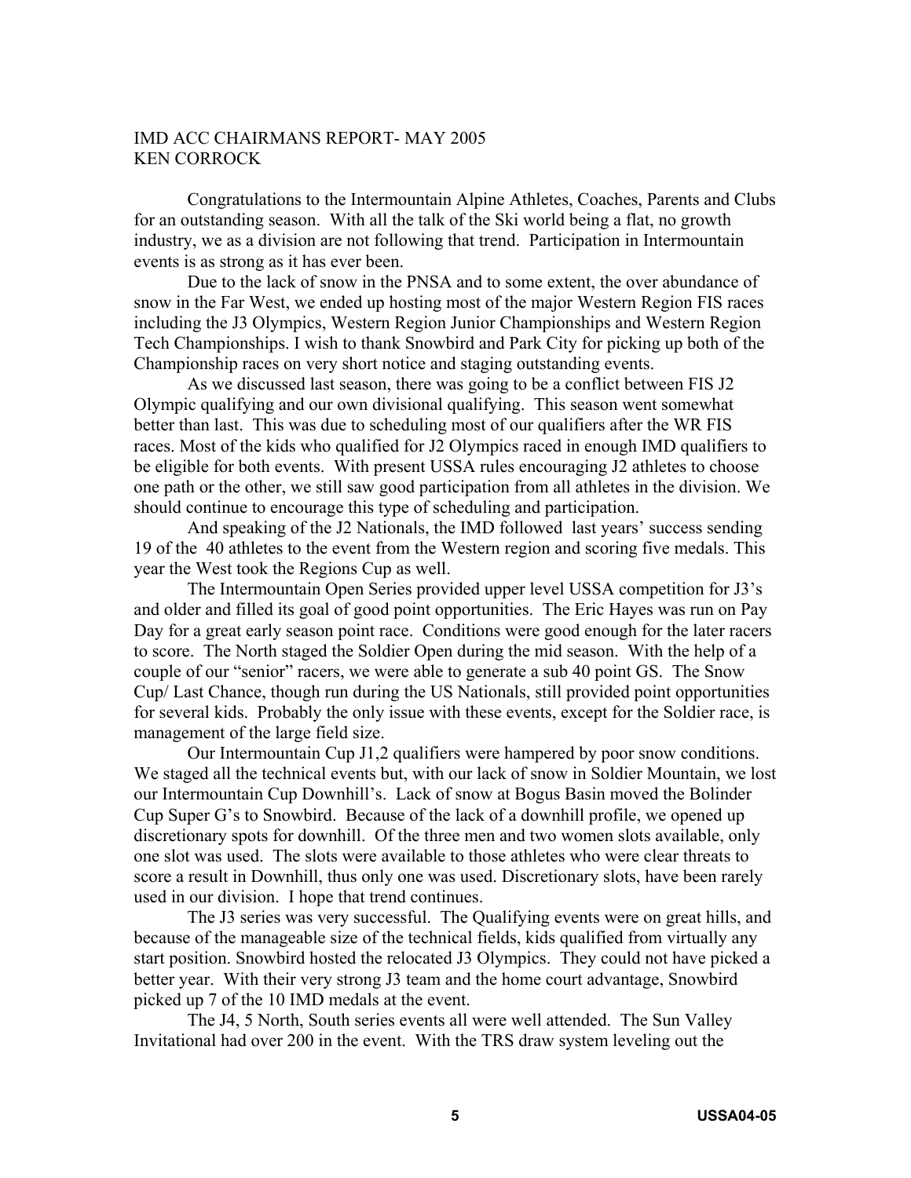IMD ACC CHAIRMANS REPORT- MAY 2005
KEN CORROCK

Congratulations to the Intermountain Alpine Athletes, Coaches, Parents and Clubs for an outstanding season. With all the talk of the Ski world being a flat, no growth industry, we as a division are not following that trend. Participation in Intermountain events is as strong as it has ever been.

Due to the lack of snow in the PNSA and to some extent, the over abundance of snow in the Far West, we ended up hosting most of the major Western Region FIS races including the J3 Olympics, Western Region Junior Championships and Western Region Tech Championships. I wish to thank Snowbird and Park City for picking up both of the Championship races on very short notice and staging outstanding events.

As we discussed last season, there was going to be a conflict between FIS J2 Olympic qualifying and our own divisional qualifying. This season went somewhat better than last. This was due to scheduling most of our qualifiers after the WR FIS races. Most of the kids who qualified for J2 Olympics raced in enough IMD qualifiers to be eligible for both events. With present USSA rules encouraging J2 athletes to choose one path or the other, we still saw good participation from all athletes in the division. We should continue to encourage this type of scheduling and participation.

And speaking of the J2 Nationals, the IMD followed last years' success sending 19 of the 40 athletes to the event from the Western region and scoring five medals. This year the West took the Regions Cup as well.

The Intermountain Open Series provided upper level USSA competition for J3's and older and filled its goal of good point opportunities. The Eric Hayes was run on Pay Day for a great early season point race. Conditions were good enough for the later racers to score. The North staged the Soldier Open during the mid season. With the help of a couple of our "senior" racers, we were able to generate a sub 40 point GS. The Snow Cup/ Last Chance, though run during the US Nationals, still provided point opportunities for several kids. Probably the only issue with these events, except for the Soldier race, is management of the large field size.

Our Intermountain Cup J1,2 qualifiers were hampered by poor snow conditions. We staged all the technical events but, with our lack of snow in Soldier Mountain, we lost our Intermountain Cup Downhill's. Lack of snow at Bogus Basin moved the Bolinder Cup Super G's to Snowbird. Because of the lack of a downhill profile, we opened up discretionary spots for downhill. Of the three men and two women slots available, only one slot was used. The slots were available to those athletes who were clear threats to score a result in Downhill, thus only one was used. Discretionary slots, have been rarely used in our division. I hope that trend continues.

The J3 series was very successful. The Qualifying events were on great hills, and because of the manageable size of the technical fields, kids qualified from virtually any start position. Snowbird hosted the relocated J3 Olympics. They could not have picked a better year. With their very strong J3 team and the home court advantage, Snowbird picked up 7 of the 10 IMD medals at the event.

The J4, 5 North, South series events all were well attended. The Sun Valley Invitational had over 200 in the event. With the TRS draw system leveling out the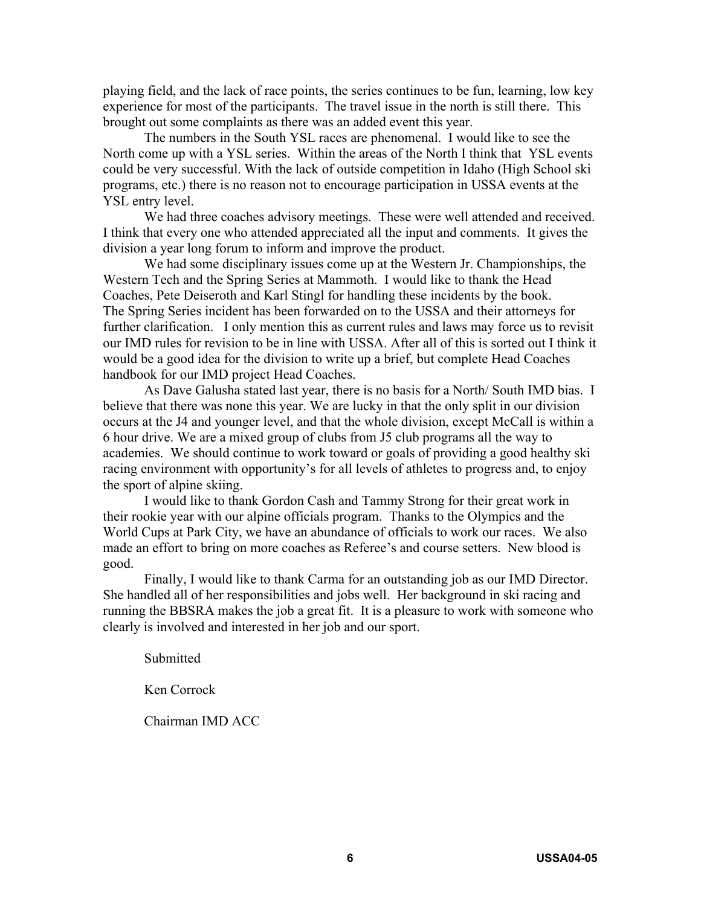playing field, and the lack of race points, the series continues to be fun, learning, low key experience for most of the participants. The travel issue in the north is still there. This brought out some complaints as there was an added event this year.

The numbers in the South YSL races are phenomenal. I would like to see the North come up with a YSL series. Within the areas of the North I think that YSL events could be very successful. With the lack of outside competition in Idaho (High School ski programs, etc.) there is no reason not to encourage participation in USSA events at the YSL entry level.

We had three coaches advisory meetings. These were well attended and received. I think that every one who attended appreciated all the input and comments. It gives the division a year long forum to inform and improve the product.

We had some disciplinary issues come up at the Western Jr. Championships, the Western Tech and the Spring Series at Mammoth. I would like to thank the Head Coaches, Pete Deiseroth and Karl Stingl for handling these incidents by the book. The Spring Series incident has been forwarded on to the USSA and their attorneys for further clarification. I only mention this as current rules and laws may force us to revisit our IMD rules for revision to be in line with USSA. After all of this is sorted out I think it would be a good idea for the division to write up a brief, but complete Head Coaches handbook for our IMD project Head Coaches.

As Dave Galusha stated last year, there is no basis for a North/ South IMD bias. I believe that there was none this year. We are lucky in that the only split in our division occurs at the J4 and younger level, and that the whole division, except McCall is within a 6 hour drive. We are a mixed group of clubs from J5 club programs all the way to academies. We should continue to work toward or goals of providing a good healthy ski racing environment with opportunity's for all levels of athletes to progress and, to enjoy the sport of alpine skiing.

I would like to thank Gordon Cash and Tammy Strong for their great work in their rookie year with our alpine officials program. Thanks to the Olympics and the World Cups at Park City, we have an abundance of officials to work our races. We also made an effort to bring on more coaches as Referee's and course setters. New blood is good.

Finally, I would like to thank Carma for an outstanding job as our IMD Director. She handled all of her responsibilities and jobs well. Her background in ski racing and running the BBSRA makes the job a great fit. It is a pleasure to work with someone who clearly is involved and interested in her job and our sport.

Submitted

Ken Corrock

Chairman IMD ACC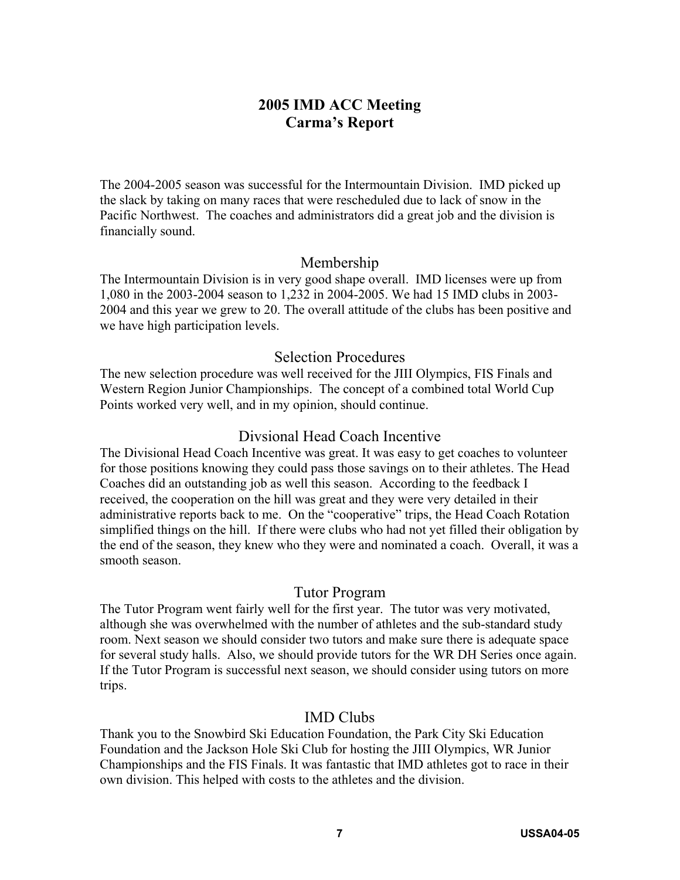# 2005 IMD ACC Meeting
# Carma's Report

The 2004-2005 season was successful for the Intermountain Division. IMD picked up the slack by taking on many races that were rescheduled due to lack of snow in the Pacific Northwest. The coaches and administrators did a great job and the division is financially sound.

## Membership

The Intermountain Division is in very good shape overall. IMD licenses were up from 1,080 in the 2003-2004 season to 1,232 in 2004-2005. We had 15 IMD clubs in 2003-2004 and this year we grew to 20. The overall attitude of the clubs has been positive and we have high participation levels.

## Selection Procedures

The new selection procedure was well received for the JIII Olympics, FIS Finals and Western Region Junior Championships. The concept of a combined total World Cup Points worked very well, and in my opinion, should continue.

## Divsional Head Coach Incentive

The Divisional Head Coach Incentive was great. It was easy to get coaches to volunteer for those positions knowing they could pass those savings on to their athletes. The Head Coaches did an outstanding job as well this season. According to the feedback I received, the cooperation on the hill was great and they were very detailed in their administrative reports back to me. On the "cooperative" trips, the Head Coach Rotation simplified things on the hill. If there were clubs who had not yet filled their obligation by the end of the season, they knew who they were and nominated a coach. Overall, it was a smooth season.

## Tutor Program

The Tutor Program went fairly well for the first year. The tutor was very motivated, although she was overwhelmed with the number of athletes and the sub-standard study room. Next season we should consider two tutors and make sure there is adequate space for several study halls. Also, we should provide tutors for the WR DH Series once again. If the Tutor Program is successful next season, we should consider using tutors on more trips.

## IMD Clubs

Thank you to the Snowbird Ski Education Foundation, the Park City Ski Education Foundation and the Jackson Hole Ski Club for hosting the JIII Olympics, WR Junior Championships and the FIS Finals. It was fantastic that IMD athletes got to race in their own division. This helped with costs to the athletes and the division.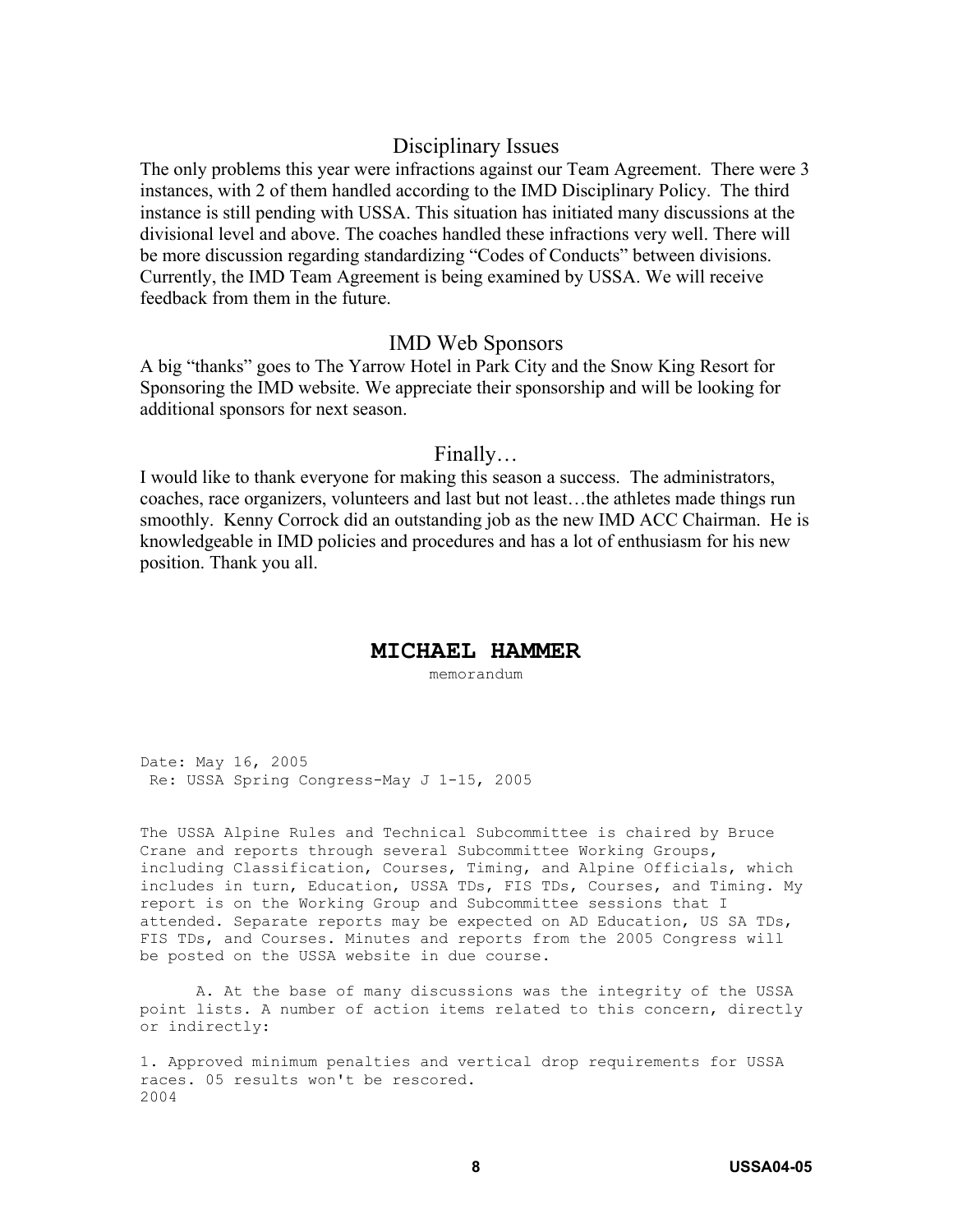## Disciplinary Issues

The only problems this year were infractions against our Team Agreement. There were 3 instances, with 2 of them handled according to the IMD Disciplinary Policy. The third instance is still pending with USSA. This situation has initiated many discussions at the divisional level and above. The coaches handled these infractions very well. There will be more discussion regarding standardizing "Codes of Conducts" between divisions. Currently, the IMD Team Agreement is being examined by USSA. We will receive feedback from them in the future.

## IMD Web Sponsors

A big "thanks" goes to The Yarrow Hotel in Park City and the Snow King Resort for Sponsoring the IMD website. We appreciate their sponsorship and will be looking for additional sponsors for next season.

## Finally…

I would like to thank everyone for making this season a success. The administrators, coaches, race organizers, volunteers and last but not least…the athletes made things run smoothly. Kenny Corrock did an outstanding job as the new IMD ACC Chairman. He is knowledgeable in IMD policies and procedures and has a lot of enthusiasm for his new position. Thank you all.

# MICHAEL HAMMER

memorandum

Date: May 16, 2005
Re: USSA Spring Congress-May J 1-15, 2005

The USSA Alpine Rules and Technical Subcommittee is chaired by Bruce Crane and reports through several Subcommittee Working Groups, including Classification, Courses, Timing, and Alpine Officials, which includes in turn, Education, USSA TDs, FIS TDs, Courses, and Timing. My report is on the Working Group and Subcommittee sessions that I attended. Separate reports may be expected on AD Education, US SA TDs, FIS TDs, and Courses. Minutes and reports from the 2005 Congress will be posted on the USSA website in due course.

A. At the base of many discussions was the integrity of the USSA point lists. A number of action items related to this concern, directly or indirectly:

1. Approved minimum penalties and vertical drop requirements for USSA races. 05 results won't be rescored.
2004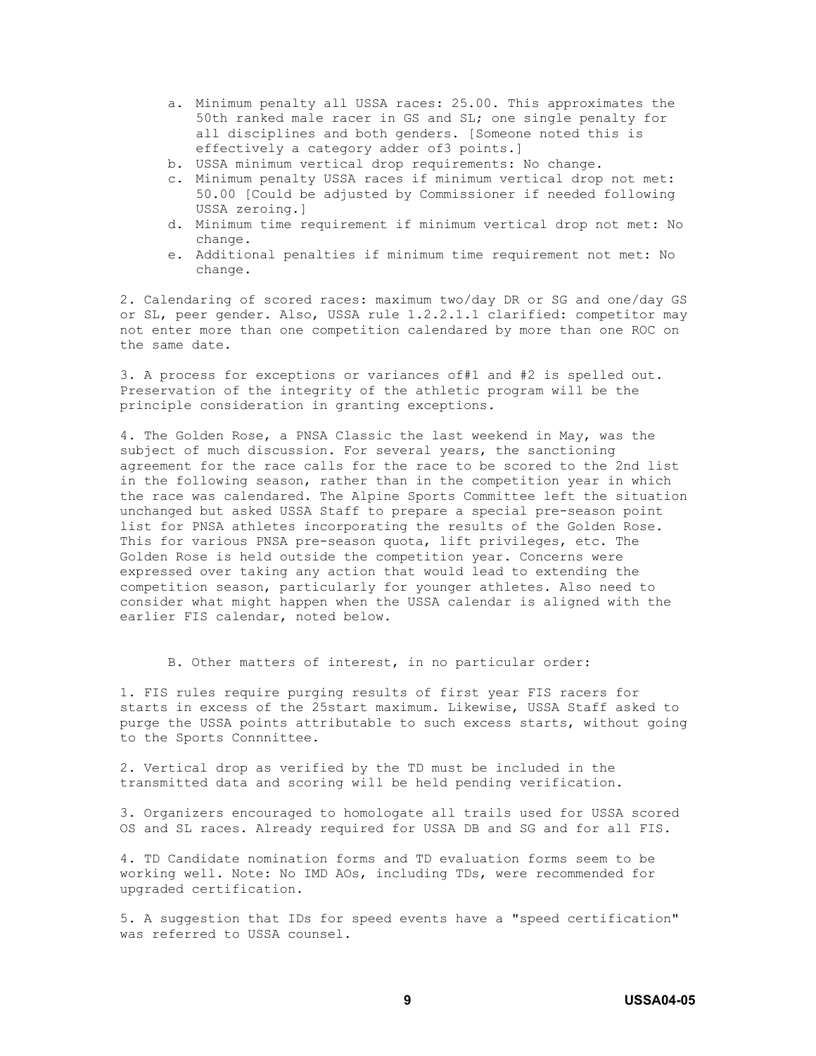a. Minimum penalty all USSA races: 25.00. This approximates the 50th ranked male racer in GS and SL; one single penalty for all disciplines and both genders. [Someone noted this is effectively a category adder of3 points.]
b. USSA minimum vertical drop requirements: No change.
c. Minimum penalty USSA races if minimum vertical drop not met: 50.00 [Could be adjusted by Commissioner if needed following USSA zeroing.]
d. Minimum time requirement if minimum vertical drop not met: No change.
e. Additional penalties if minimum time requirement not met: No change.

2. Calendaring of scored races: maximum two/day DR or SG and one/day GS or SL, peer gender. Also, USSA rule 1.2.2.1.1 clarified: competitor may not enter more than one competition calendared by more than one ROC on the same date.

3. A process for exceptions or variances of#1 and #2 is spelled out. Preservation of the integrity of the athletic program will be the principle consideration in granting exceptions.

4. The Golden Rose, a PNSA Classic the last weekend in May, was the subject of much discussion. For several years, the sanctioning agreement for the race calls for the race to be scored to the 2nd list in the following season, rather than in the competition year in which the race was calendared. The Alpine Sports Committee left the situation unchanged but asked USSA Staff to prepare a special pre-season point list for PNSA athletes incorporating the results of the Golden Rose. This for various PNSA pre-season quota, lift privileges, etc. The Golden Rose is held outside the competition year. Concerns were expressed over taking any action that would lead to extending the competition season, particularly for younger athletes. Also need to consider what might happen when the USSA calendar is aligned with the earlier FIS calendar, noted below.

B. Other matters of interest, in no particular order:

1. FIS rules require purging results of first year FIS racers for starts in excess of the 25start maximum. Likewise, USSA Staff asked to purge the USSA points attributable to such excess starts, without going to the Sports Connnittee.

2. Vertical drop as verified by the TD must be included in the transmitted data and scoring will be held pending verification.

3. Organizers encouraged to homologate all trails used for USSA scored OS and SL races. Already required for USSA DB and SG and for all FIS.

4. TD Candidate nomination forms and TD evaluation forms seem to be working well. Note: No IMD AOs, including TDs, were recommended for upgraded certification.

5. A suggestion that IDs for speed events have a "speed certification" was referred to USSA counsel.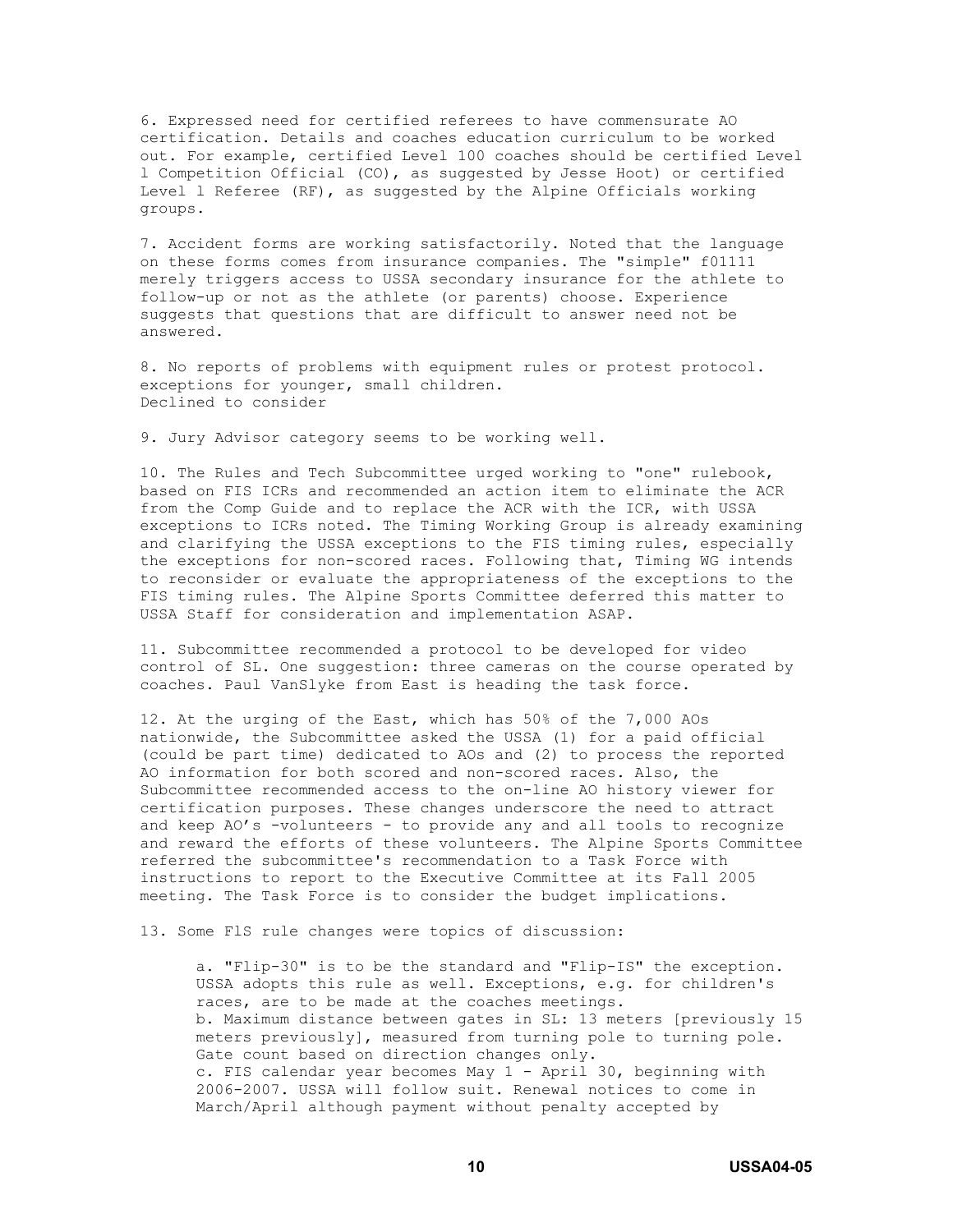6. Expressed need for certified referees to have commensurate AO certification. Details and coaches education curriculum to be worked out. For example, certified Level 100 coaches should be certified Level l Competition Official (CO), as suggested by Jesse Hoot) or certified Level l Referee (RF), as suggested by the Alpine Officials working groups.

7. Accident forms are working satisfactorily. Noted that the language on these forms comes from insurance companies. The "simple" f01111 merely triggers access to USSA secondary insurance for the athlete to follow-up or not as the athlete (or parents) choose. Experience suggests that questions that are difficult to answer need not be answered.

8. No reports of problems with equipment rules or protest protocol. exceptions for younger, small children.
Declined to consider

9. Jury Advisor category seems to be working well.

10. The Rules and Tech Subcommittee urged working to "one" rulebook, based on FIS ICRs and recommended an action item to eliminate the ACR from the Comp Guide and to replace the ACR with the ICR, with USSA exceptions to ICRs noted. The Timing Working Group is already examining and clarifying the USSA exceptions to the FIS timing rules, especially the exceptions for non-scored races. Following that, Timing WG intends to reconsider or evaluate the appropriateness of the exceptions to the FIS timing rules. The Alpine Sports Committee deferred this matter to USSA Staff for consideration and implementation ASAP.

11. Subcommittee recommended a protocol to be developed for video control of SL. One suggestion: three cameras on the course operated by coaches. Paul VanSlyke from East is heading the task force.

12. At the urging of the East, which has 50% of the 7,000 AOs nationwide, the Subcommittee asked the USSA (1) for a paid official (could be part time) dedicated to AOs and (2) to process the reported AO information for both scored and non-scored races. Also, the Subcommittee recommended access to the on-line AO history viewer for certification purposes. These changes underscore the need to attract and keep AO's -volunteers - to provide any and all tools to recognize and reward the efforts of these volunteers. The Alpine Sports Committee referred the subcommittee's recommendation to a Task Force with instructions to report to the Executive Committee at its Fall 2005 meeting. The Task Force is to consider the budget implications.

13. Some FlS rule changes were topics of discussion:

a. "Flip-30" is to be the standard and "Flip-IS" the exception. USSA adopts this rule as well. Exceptions, e.g. for children's races, are to be made at the coaches meetings.
b. Maximum distance between gates in SL: 13 meters [previously 15 meters previously], measured from turning pole to turning pole. Gate count based on direction changes only.
c. FIS calendar year becomes May 1 - April 30, beginning with 2006-2007. USSA will follow suit. Renewal notices to come in March/April although payment without penalty accepted by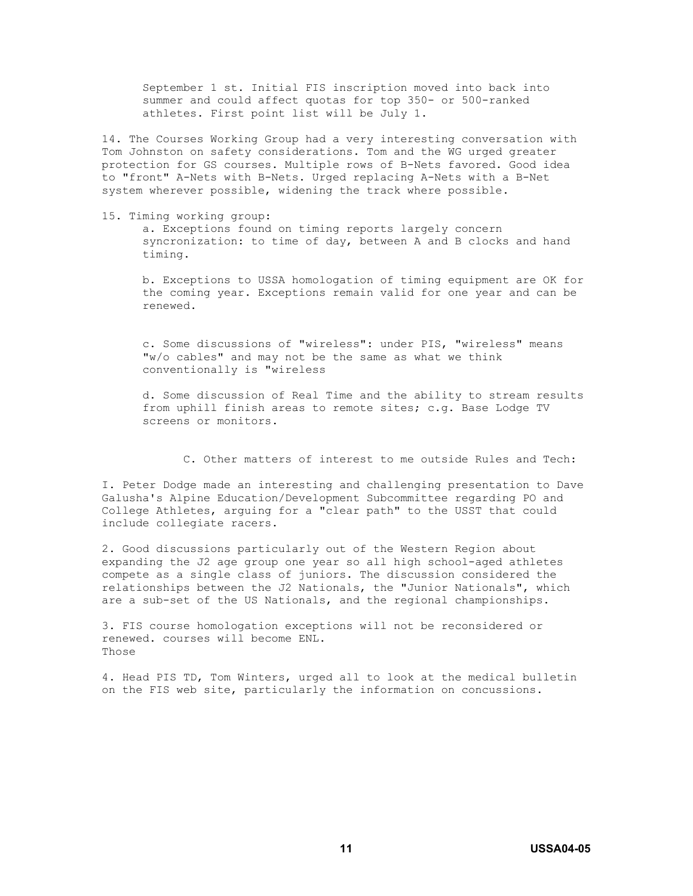September 1 st. Initial FIS inscription moved into back into summer and could affect quotas for top 350- or 500-ranked athletes. First point list will be July 1.

14. The Courses Working Group had a very interesting conversation with Tom Johnston on safety considerations. Tom and the WG urged greater protection for GS courses. Multiple rows of B-Nets favored. Good idea to "front" A-Nets with B-Nets. Urged replacing A-Nets with a B-Net system wherever possible, widening the track where possible.

15. Timing working group:

a. Exceptions found on timing reports largely concern syncronization: to time of day, between A and B clocks and hand timing.

b. Exceptions to USSA homologation of timing equipment are OK for the coming year. Exceptions remain valid for one year and can be renewed.

c. Some discussions of "wireless": under PIS, "wireless" means "w/o cables" and may not be the same as what we think conventionally is "wireless

d. Some discussion of Real Time and the ability to stream results from uphill finish areas to remote sites; c.g. Base Lodge TV screens or monitors.

C. Other matters of interest to me outside Rules and Tech:

I. Peter Dodge made an interesting and challenging presentation to Dave Galusha's Alpine Education/Development Subcommittee regarding PO and College Athletes, arguing for a "clear path" to the USST that could include collegiate racers.

2. Good discussions particularly out of the Western Region about expanding the J2 age group one year so all high school-aged athletes compete as a single class of juniors. The discussion considered the relationships between the J2 Nationals, the "Junior Nationals", which are a sub-set of the US Nationals, and the regional championships.

3. FIS course homologation exceptions will not be reconsidered or renewed. courses will become ENL.
Those

4. Head PIS TD, Tom Winters, urged all to look at the medical bulletin on the FIS web site, particularly the information on concussions.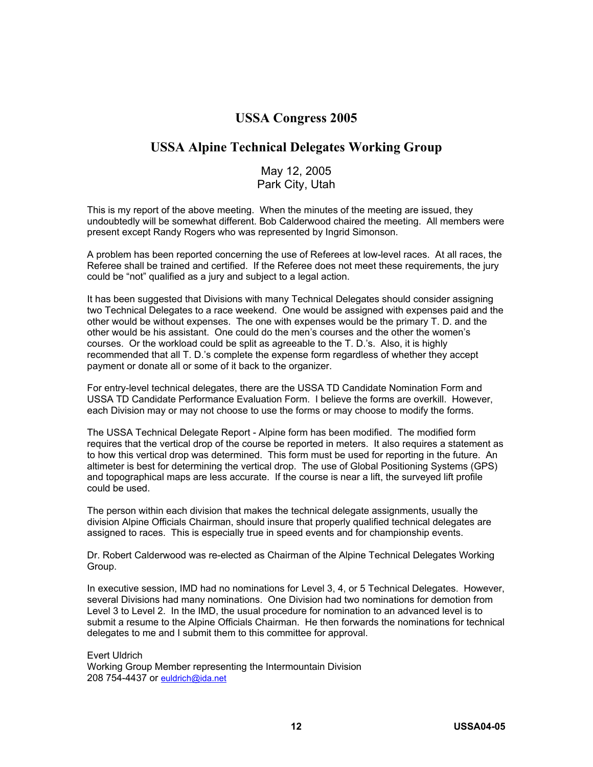# USSA Congress 2005

## USSA Alpine Technical Delegates Working Group

May 12, 2005
Park City, Utah

This is my report of the above meeting. When the minutes of the meeting are issued, they undoubtedly will be somewhat different. Bob Calderwood chaired the meeting. All members were present except Randy Rogers who was represented by Ingrid Simonson.

A problem has been reported concerning the use of Referees at low-level races. At all races, the Referee shall be trained and certified. If the Referee does not meet these requirements, the jury could be "not" qualified as a jury and subject to a legal action.

It has been suggested that Divisions with many Technical Delegates should consider assigning two Technical Delegates to a race weekend. One would be assigned with expenses paid and the other would be without expenses. The one with expenses would be the primary T. D. and the other would be his assistant. One could do the men's courses and the other the women's courses. Or the workload could be split as agreeable to the T. D.'s. Also, it is highly recommended that all T. D.'s complete the expense form regardless of whether they accept payment or donate all or some of it back to the organizer.

For entry-level technical delegates, there are the USSA TD Candidate Nomination Form and USSA TD Candidate Performance Evaluation Form. I believe the forms are overkill. However, each Division may or may not choose to use the forms or may choose to modify the forms.

The USSA Technical Delegate Report - Alpine form has been modified. The modified form requires that the vertical drop of the course be reported in meters. It also requires a statement as to how this vertical drop was determined. This form must be used for reporting in the future. An altimeter is best for determining the vertical drop. The use of Global Positioning Systems (GPS) and topographical maps are less accurate. If the course is near a lift, the surveyed lift profile could be used.

The person within each division that makes the technical delegate assignments, usually the division Alpine Officials Chairman, should insure that properly qualified technical delegates are assigned to races. This is especially true in speed events and for championship events.

Dr. Robert Calderwood was re-elected as Chairman of the Alpine Technical Delegates Working Group.

In executive session, IMD had no nominations for Level 3, 4, or 5 Technical Delegates. However, several Divisions had many nominations. One Division had two nominations for demotion from Level 3 to Level 2. In the IMD, the usual procedure for nomination to an advanced level is to submit a resume to the Alpine Officials Chairman. He then forwards the nominations for technical delegates to me and I submit them to this committee for approval.

Evert Uldrich
Working Group Member representing the Intermountain Division
208 754-4437 or euldrich@ida.net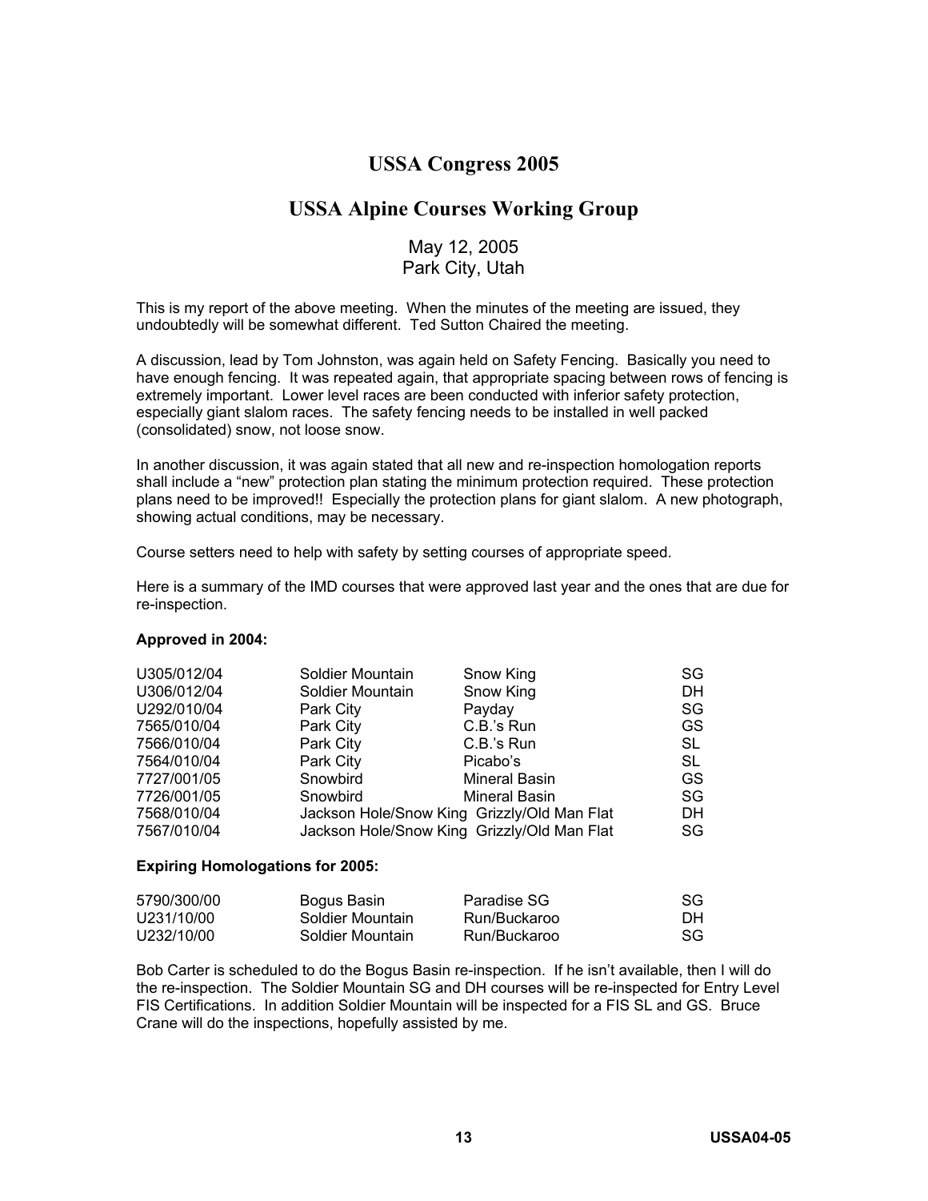# USSA Congress 2005

## USSA Alpine Courses Working Group

May 12, 2005
Park City, Utah

This is my report of the above meeting. When the minutes of the meeting are issued, they undoubtedly will be somewhat different. Ted Sutton Chaired the meeting.

A discussion, lead by Tom Johnston, was again held on Safety Fencing. Basically you need to have enough fencing. It was repeated again, that appropriate spacing between rows of fencing is extremely important. Lower level races are been conducted with inferior safety protection, especially giant slalom races. The safety fencing needs to be installed in well packed (consolidated) snow, not loose snow.

In another discussion, it was again stated that all new and re-inspection homologation reports shall include a "new" protection plan stating the minimum protection required. These protection plans need to be improved!! Especially the protection plans for giant slalom. A new photograph, showing actual conditions, may be necessary.

Course setters need to help with safety by setting courses of appropriate speed.

Here is a summary of the IMD courses that were approved last year and the ones that are due for re-inspection.

**Approved in 2004:**

| | | | |
|---|---|---|---|
| U305/012/04 | Soldier Mountain | Snow King | SG |
| U306/012/04 | Soldier Mountain | Snow King | DH |
| U292/010/04 | Park City | Payday | SG |
| 7565/010/04 | Park City | C.B.'s Run | GS |
| 7566/010/04 | Park City | C.B.'s Run | SL |
| 7564/010/04 | Park City | Picabo's | SL |
| 7727/001/05 | Snowbird | Mineral Basin | GS |
| 7726/001/05 | Snowbird | Mineral Basin | SG |
| 7568/010/04 | Jackson Hole/Snow King | Grizzly/Old Man Flat | DH |
| 7567/010/04 | Jackson Hole/Snow King | Grizzly/Old Man Flat | SG |

**Expiring Homologations for 2005:**

| | | | |
|---|---|---|---|
| 5790/300/00 | Bogus Basin | Paradise SG | SG |
| U231/10/00 | Soldier Mountain | Run/Buckaroo | DH |
| U232/10/00 | Soldier Mountain | Run/Buckaroo | SG |

Bob Carter is scheduled to do the Bogus Basin re-inspection. If he isn't available, then I will do the re-inspection. The Soldier Mountain SG and DH courses will be re-inspected for Entry Level FIS Certifications. In addition Soldier Mountain will be inspected for a FIS SL and GS. Bruce Crane will do the inspections, hopefully assisted by me.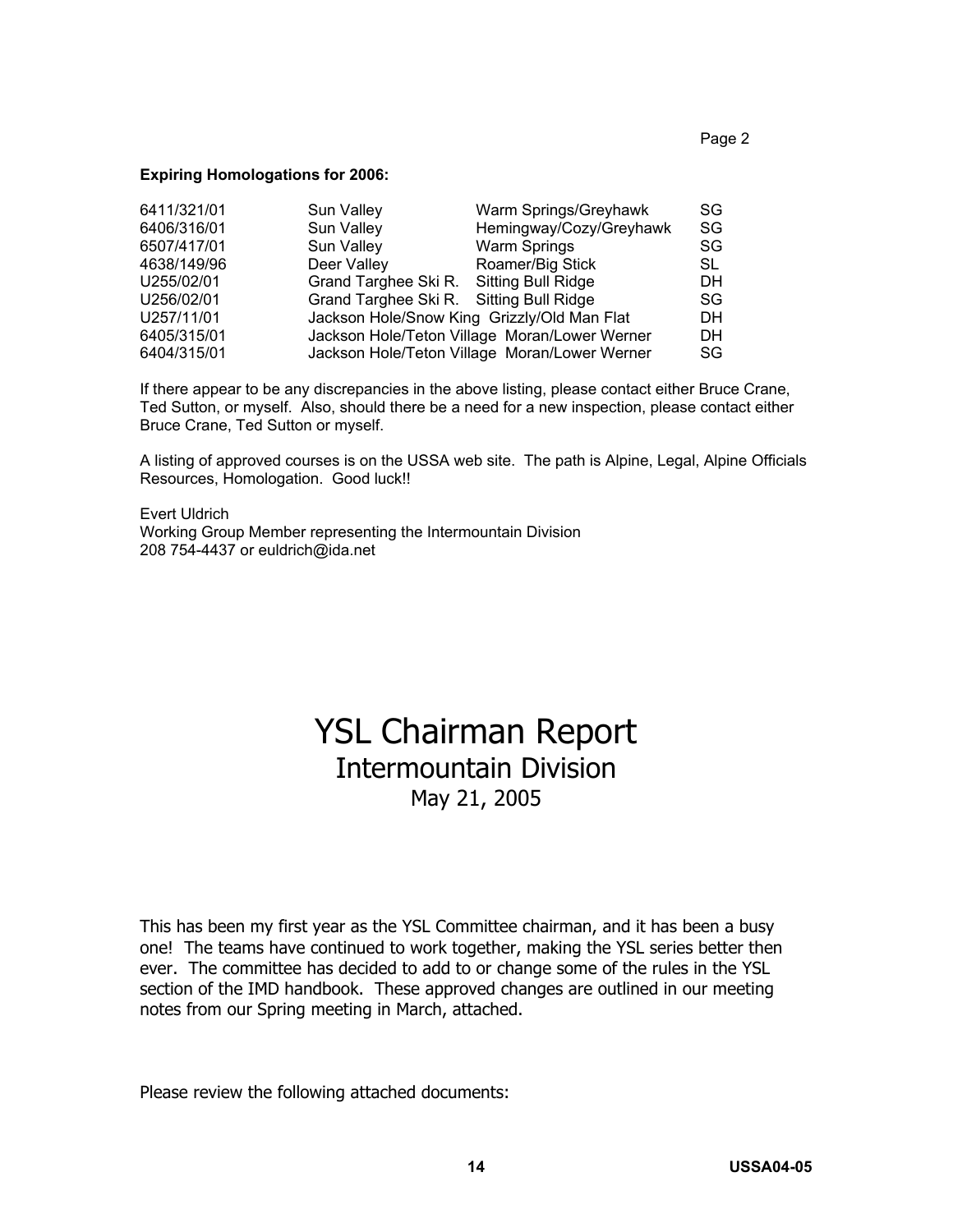**Expiring Homologations for 2006:**

| | | | |
|---|---|---|---|
| 6411/321/01 | Sun Valley | Warm Springs/Greyhawk | SG |
| 6406/316/01 | Sun Valley | Hemingway/Cozy/Greyhawk | SG |
| 6507/417/01 | Sun Valley | Warm Springs | SG |
| 4638/149/96 | Deer Valley | Roamer/Big Stick | SL |
| U255/02/01 | Grand Targhee Ski R. | Sitting Bull Ridge | DH |
| U256/02/01 | Grand Targhee Ski R. | Sitting Bull Ridge | SG |
| U257/11/01 | Jackson Hole/Snow King | Grizzly/Old Man Flat | DH |
| 6405/315/01 | Jackson Hole/Teton Village | Moran/Lower Werner | DH |
| 6404/315/01 | Jackson Hole/Teton Village | Moran/Lower Werner | SG |

If there appear to be any discrepancies in the above listing, please contact either Bruce Crane, Ted Sutton, or myself. Also, should there be a need for a new inspection, please contact either Bruce Crane, Ted Sutton or myself.

A listing of approved courses is on the USSA web site. The path is Alpine, Legal, Alpine Officials Resources, Homologation. Good luck!!

Evert Uldrich
Working Group Member representing the Intermountain Division
208 754-4437 or euldrich@ida.net

# YSL Chairman Report
## Intermountain Division
May 21, 2005

This has been my first year as the YSL Committee chairman, and it has been a busy one! The teams have continued to work together, making the YSL series better then ever. The committee has decided to add to or change some of the rules in the YSL section of the IMD handbook. These approved changes are outlined in our meeting notes from our Spring meeting in March, attached.

Please review the following attached documents: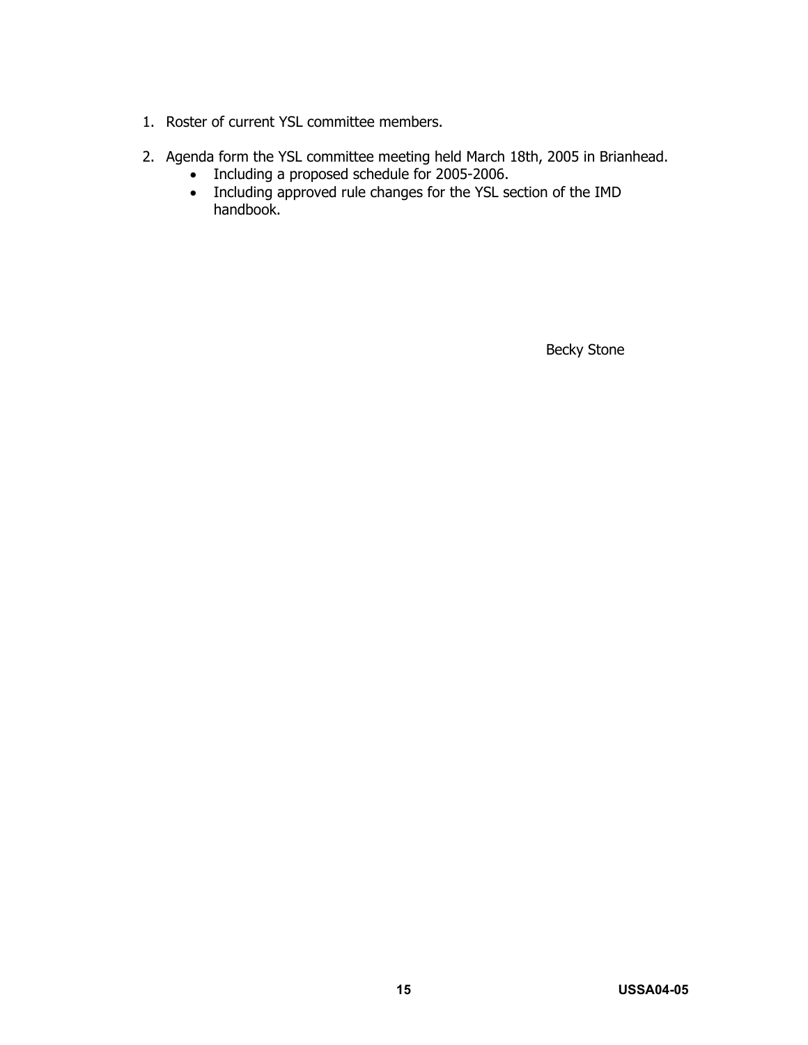1. Roster of current YSL committee members.

2. Agenda form the YSL committee meeting held March 18th, 2005 in Brianhead.
   - Including a proposed schedule for 2005-2006.
   - Including approved rule changes for the YSL section of the IMD handbook.

Becky Stone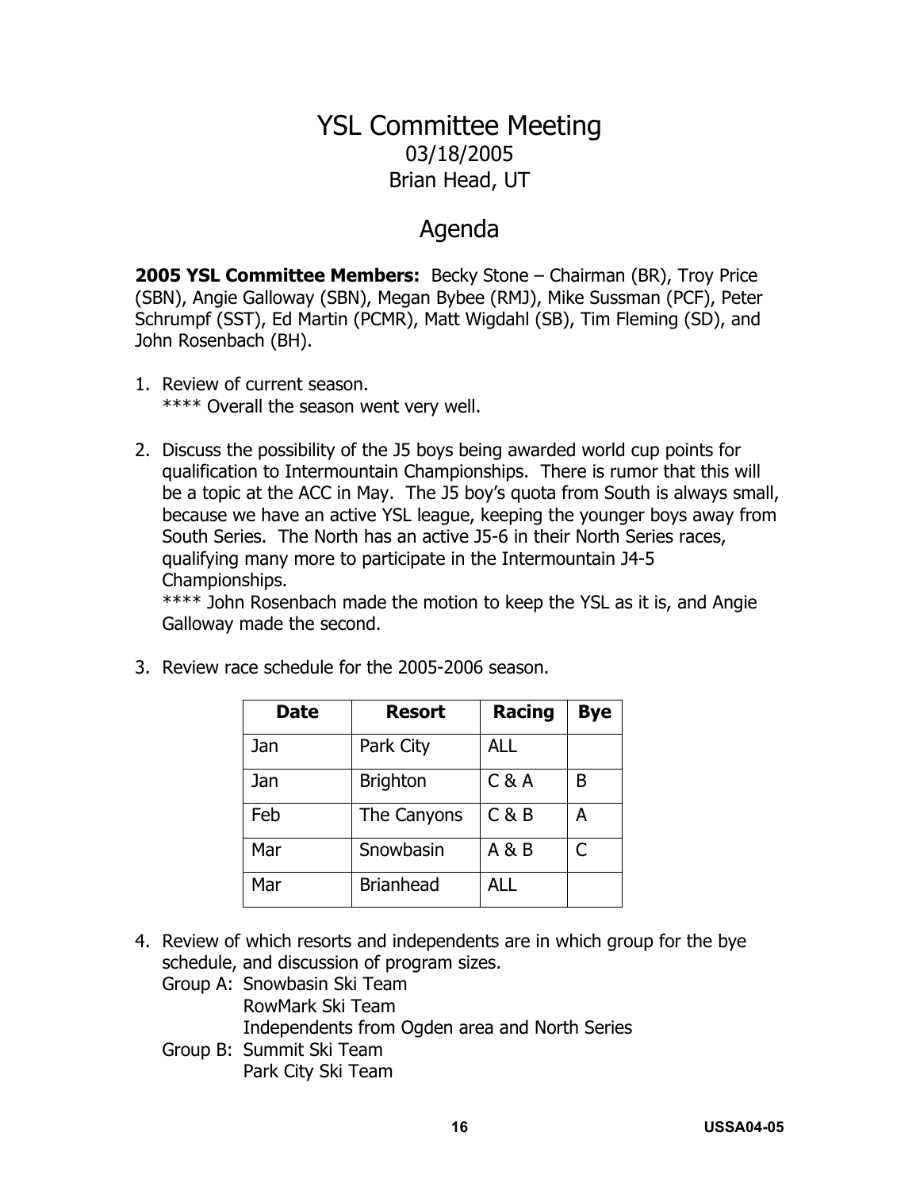# YSL Committee Meeting

03/18/2005

Brian Head, UT

## Agenda

**2005 YSL Committee Members:** Becky Stone – Chairman (BR), Troy Price (SBN), Angie Galloway (SBN), Megan Bybee (RMJ), Mike Sussman (PCF), Peter Schrumpf (SST), Ed Martin (PCMR), Matt Wigdahl (SB), Tim Fleming (SD), and John Rosenbach (BH).

1. Review of current season.
   **** Overall the season went very well.

2. Discuss the possibility of the J5 boys being awarded world cup points for qualification to Intermountain Championships. There is rumor that this will be a topic at the ACC in May. The J5 boy's quota from South is always small, because we have an active YSL league, keeping the younger boys away from South Series. The North has an active J5-6 in their North Series races, qualifying many more to participate in the Intermountain J4-5 Championships.
   **** John Rosenbach made the motion to keep the YSL as it is, and Angie Galloway made the second.

3. Review race schedule for the 2005-2006 season.

| Date | Resort | Racing | Bye |
|---|---|---|---|
| Jan | Park City | ALL | |
| Jan | Brighton | C & A | B |
| Feb | The Canyons | C & B | A |
| Mar | Snowbasin | A & B | C |
| Mar | Brianhead | ALL | |

4. Review of which resorts and independents are in which group for the bye schedule, and discussion of program sizes.
   Group A: Snowbasin Ski Team
   RowMark Ski Team
   Independents from Ogden area and North Series
   Group B: Summit Ski Team
   Park City Ski Team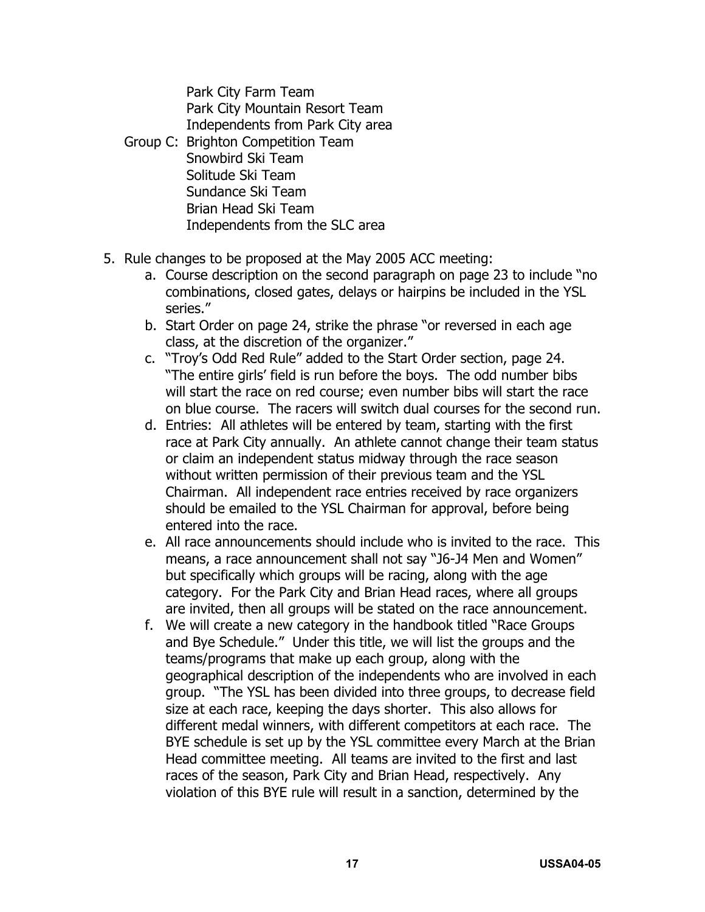Park City Farm Team
Park City Mountain Resort Team
Independents from Park City area

Group C: Brighton Competition Team
Snowbird Ski Team
Solitude Ski Team
Sundance Ski Team
Brian Head Ski Team
Independents from the SLC area

5. Rule changes to be proposed at the May 2005 ACC meeting:
   a. Course description on the second paragraph on page 23 to include "no combinations, closed gates, delays or hairpins be included in the YSL series."
   b. Start Order on page 24, strike the phrase "or reversed in each age class, at the discretion of the organizer."
   c. "Troy's Odd Red Rule" added to the Start Order section, page 24. "The entire girls' field is run before the boys. The odd number bibs will start the race on red course; even number bibs will start the race on blue course. The racers will switch dual courses for the second run.
   d. Entries: All athletes will be entered by team, starting with the first race at Park City annually. An athlete cannot change their team status or claim an independent status midway through the race season without written permission of their previous team and the YSL Chairman. All independent race entries received by race organizers should be emailed to the YSL Chairman for approval, before being entered into the race.
   e. All race announcements should include who is invited to the race. This means, a race announcement shall not say "J6-J4 Men and Women" but specifically which groups will be racing, along with the age category. For the Park City and Brian Head races, where all groups are invited, then all groups will be stated on the race announcement.
   f. We will create a new category in the handbook titled "Race Groups and Bye Schedule." Under this title, we will list the groups and the teams/programs that make up each group, along with the geographical description of the independents who are involved in each group. "The YSL has been divided into three groups, to decrease field size at each race, keeping the days shorter. This also allows for different medal winners, with different competitors at each race. The BYE schedule is set up by the YSL committee every March at the Brian Head committee meeting. All teams are invited to the first and last races of the season, Park City and Brian Head, respectively. Any violation of this BYE rule will result in a sanction, determined by the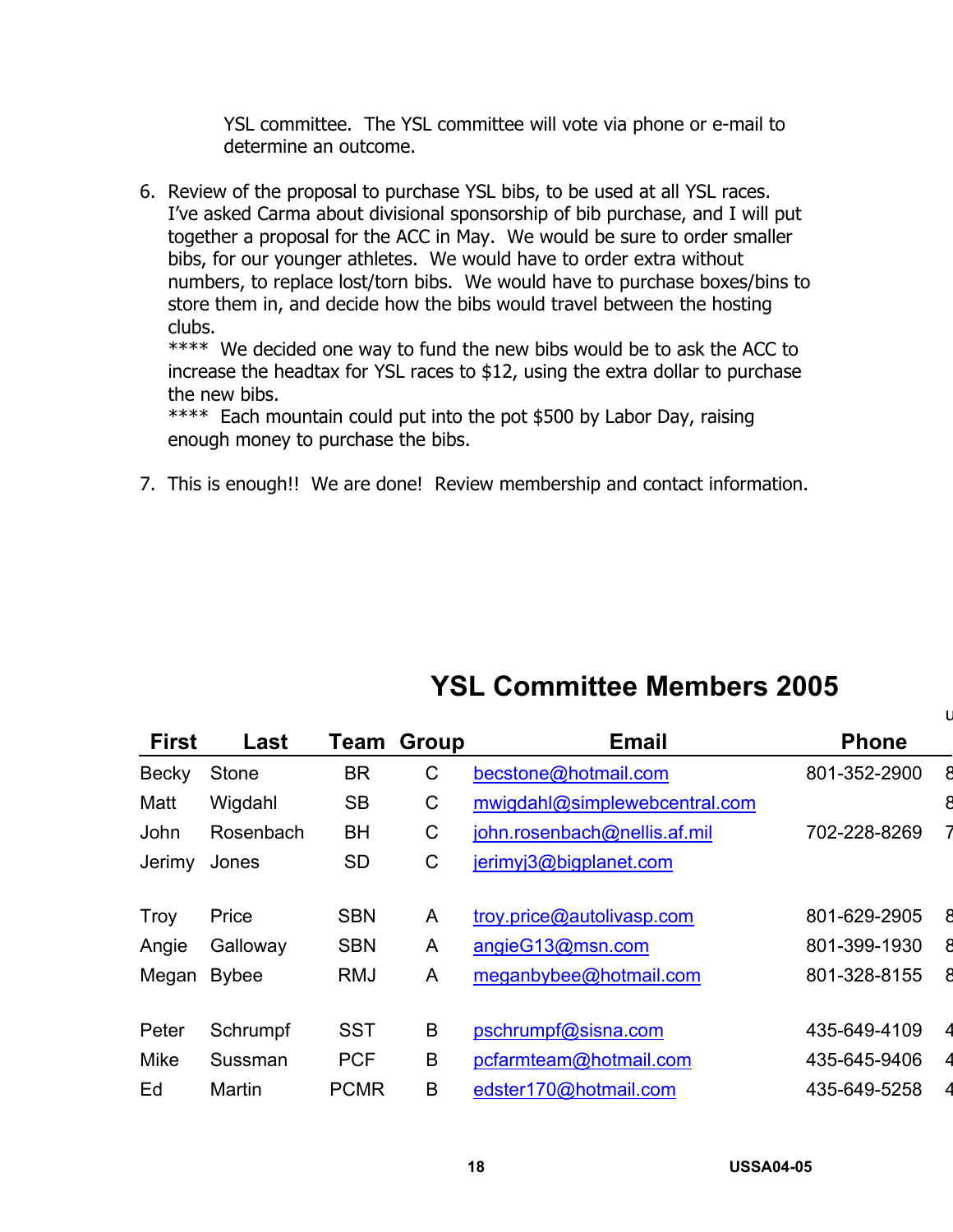YSL committee. The YSL committee will vote via phone or e-mail to determine an outcome.

6. Review of the proposal to purchase YSL bibs, to be used at all YSL races. I've asked Carma about divisional sponsorship of bib purchase, and I will put together a proposal for the ACC in May. We would be sure to order smaller bibs, for our younger athletes. We would have to order extra without numbers, to replace lost/torn bibs. We would have to purchase boxes/bins to store them in, and decide how the bibs would travel between the hosting clubs.
   **** We decided one way to fund the new bibs would be to ask the ACC to increase the headtax for YSL races to $12, using the extra dollar to purchase the new bibs.
   **** Each mountain could put into the pot $500 by Labor Day, raising enough money to purchase the bibs.

7. This is enough!! We are done! Review membership and contact information.

## YSL Committee Members 2005

| First | Last | Team | Group | Email | Phone |
|---|---|---|---|---|---|
| Becky | Stone | BR | C | becstone@hotmail.com | 801-352-2900 |
| Matt | Wigdahl | SB | C | mwigdahl@simplewebcentral.com | |
| John | Rosenbach | BH | C | john.rosenbach@nellis.af.mil | 702-228-8269 |
| Jerimy | Jones | SD | C | jerimyj3@bigplanet.com | |
| | | | | | |
| Troy | Price | SBN | A | troy.price@autolivasp.com | 801-629-2905 |
| Angie | Galloway | SBN | A | angieG13@msn.com | 801-399-1930 |
| Megan | Bybee | RMJ | A | meganbybee@hotmail.com | 801-328-8155 |
| | | | | | |
| Peter | Schrumpf | SST | B | pschrumpf@sisna.com | 435-649-4109 |
| Mike | Sussman | PCF | B | pcfarmteam@hotmail.com | 435-645-9406 |
| Ed | Martin | PCMR | B | edster170@hotmail.com | 435-649-5258 |